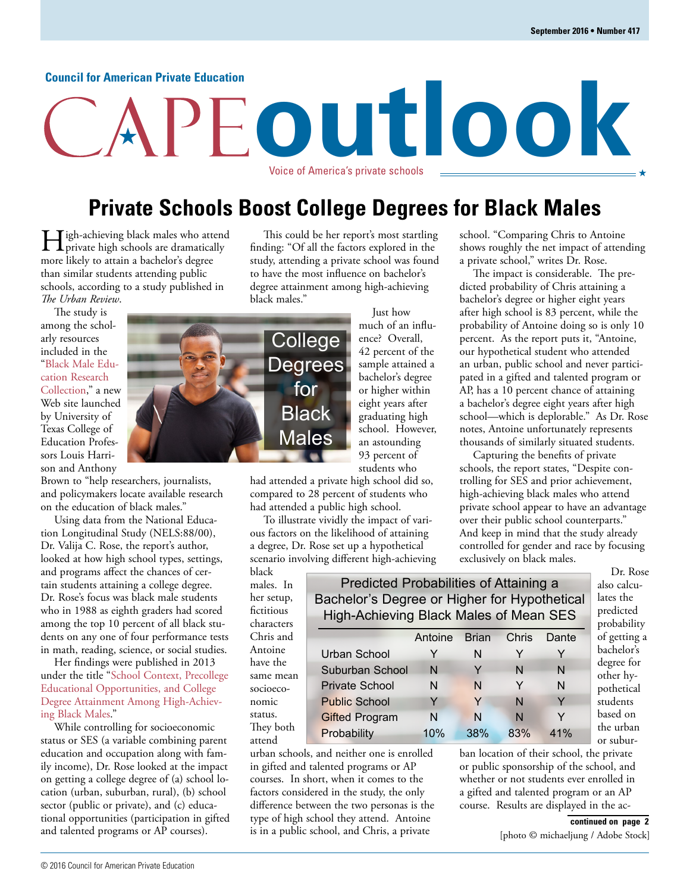September 2016 • Number 417

Council for American Private Education

# CAPE outlook

Voice of America's private schools

## Private Schools Boost College Degrees for Black Males

High-achieving black males who attend private high schools are dramatically more likely to attain a bachelor's degree than similar students attending public schools, according to a study published in *The Urban Review*.

The study is among the scholarly resources included in the "Black Male Education Research Collection," a new Web site launched by University of Texas College of Education Professors Louis Harrison and Anthony Brown to "help researchers, journalists, and policymakers locate available research on the education of black males."

Using data from the National Education Longitudinal Study (NELS:88/00), Dr. Valija C. Rose, the report's author, looked at how high school types, settings, and programs affect the chances of certain students attaining a college degree. Dr. Rose's focus was black male students who in 1988 as eighth graders had scored among the top 10 percent of all black students on any one of four performance tests in math, reading, science, or social studies.

Her findings were published in 2013 under the title "School Context, Precollege Educational Opportunities, and College Degree Attainment Among High-Achieving Black Males."

While controlling for socioeconomic status or SES (a variable combining parent education and occupation along with family income), Dr. Rose looked at the impact on getting a college degree of (a) school location (urban, suburban, rural), (b) school sector (public or private), and (c) educational opportunities (participation in gifted and talented programs or AP courses).

This could be her report's most startling finding: "Of all the factors explored in the study, attending a private school was found to have the most influence on bachelor's degree attainment among high-achieving black males."

College Degrees for Black Males

Just how much of an influence? Overall, 42 percent of the sample attained a bachelor's degree or higher within eight years after graduating high school. However, an astounding 93 percent of students who had attended a private high school did so, compared to 28 percent of students who had attended a public high school.

To illustrate vividly the impact of various factors on the likelihood of attaining a degree, Dr. Rose set up a hypothetical scenario involving different high-achieving black males. In her setup, fictitious characters Chris and Antoine have the same mean socioeconomic status. They both attend urban schools, and neither one is enrolled in gifted and talented programs or AP courses. In short, when it comes to the factors considered in the study, the only difference between the two personas is the type of high school they attend. Antoine is in a public school, and Chris, a private school. "Comparing Chris to Antoine shows roughly the net impact of attending a private school," writes Dr. Rose.

The impact is considerable. The predicted probability of Chris attaining a bachelor's degree or higher eight years after high school is 83 percent, while the probability of Antoine doing so is only 10 percent. As the report puts it, "Antoine, our hypothetical student who attended an urban, public school and never participated in a gifted and talented program or AP, has a 10 percent chance of attaining a bachelor's degree eight years after high school—which is deplorable." As Dr. Rose notes, Antoine unfortunately represents thousands of similarly situated students.

Capturing the benefits of private schools, the report states, "Despite controlling for SES and prior achievement, high-achieving black males who attend private school appear to have an advantage over their public school counterparts." And keep in mind that the study already controlled for gender and race by focusing exclusively on black males.

**Predicted Probabilities of Attaining a Bachelor's Degree or Higher for Hypothetical High-Achieving Black Males of Mean SES**

| | Antoine | Brian | Chris | Dante |
|---|---|---|---|---|
| Urban School | Y | N | Y | Y |
| Suburban School | N | Y | N | N |
| Private School | N | N | Y | N |
| Public School | Y | Y | N | Y |
| Gifted Program | N | N | N | Y |
| Probability | 10% | 38% | 83% | 41% |

Dr. Rose also calculates the predicted probability of getting a bachelor's degree for other hypothetical students based on the urban or suburban location of their school, the private or public sponsorship of the school, and whether or not students ever enrolled in a gifted and talented program or an AP course. Results are displayed in the ac-

**continued on page 2**

[photo © michaeljung / Adobe Stock]

© 2016 Council for American Private Education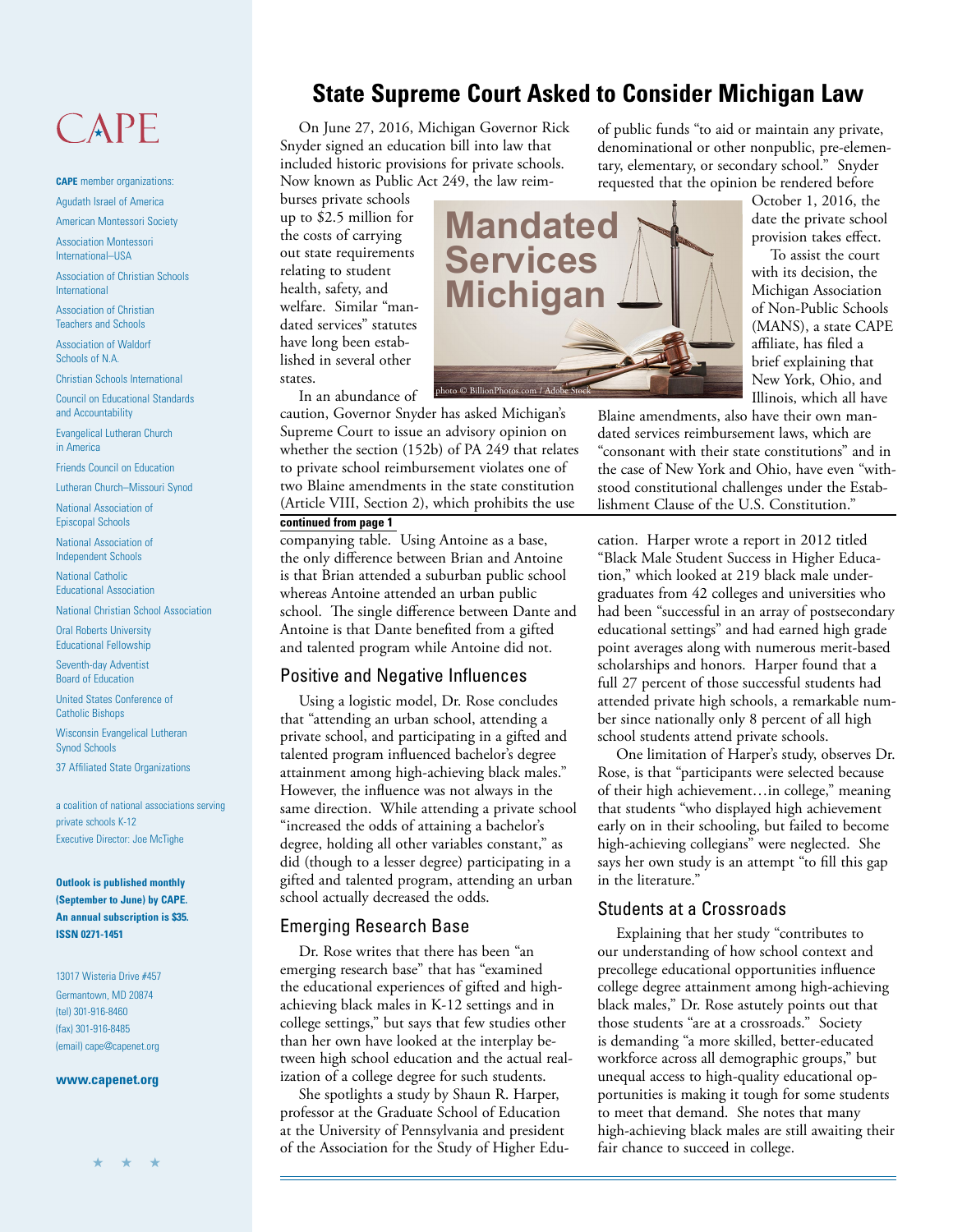# State Supreme Court Asked to Consider Michigan Law

On June 27, 2016, Michigan Governor Rick Snyder signed an education bill into law that included historic provisions for private schools. Now known as Public Act 249, the law reimburses private schools up to $2.5 million for the costs of carrying out state requirements relating to student health, safety, and welfare. Similar "mandated services" statutes have long been established in several other states.

In an abundance of caution, Governor Snyder has asked Michigan's Supreme Court to issue an advisory opinion on whether the section (152b) of PA 249 that relates to private school reimbursement violates one of two Blaine amendments in the state constitution (Article VIII, Section 2), which prohibits the use of public funds "to aid or maintain any private, denominational or other nonpublic, pre-elementary, elementary, or secondary school." Snyder requested that the opinion be rendered before October 1, 2016, the date the private school provision takes effect.

To assist the court with its decision, the Michigan Association of Non-Public Schools (MANS), a state CAPE affiliate, has filed a brief explaining that New York, Ohio, and Illinois, which all have Blaine amendments, also have their own mandated services reimbursement laws, which are "consonant with their state constitutions" and in the case of New York and Ohio, have even "withstood constitutional challenges under the Establishment Clause of the U.S. Constitution."

**continued from page 1**

companying table. Using Antoine as a base, the only difference between Brian and Antoine is that Brian attended a suburban public school whereas Antoine attended an urban public school. The single difference between Dante and Antoine is that Dante benefited from a gifted and talented program while Antoine did not.

## Positive and Negative Influences

Using a logistic model, Dr. Rose concludes that "attending an urban school, attending a private school, and participating in a gifted and talented program influenced bachelor's degree attainment among high-achieving black males." However, the influence was not always in the same direction. While attending a private school "increased the odds of attaining a bachelor's degree, holding all other variables constant," as did (though to a lesser degree) participating in a gifted and talented program, attending an urban school actually decreased the odds.

## Emerging Research Base

Dr. Rose writes that there has been "an emerging research base" that has "examined the educational experiences of gifted and high-achieving black males in K-12 settings and in college settings," but says that few studies other than her own have looked at the interplay between high school education and the actual realization of a college degree for such students.

She spotlights a study by Shaun R. Harper, professor at the Graduate School of Education at the University of Pennsylvania and president of the Association for the Study of Higher Education. Harper wrote a report in 2012 titled "Black Male Student Success in Higher Education," which looked at 219 black male undergraduates from 42 colleges and universities who had been "successful in an array of postsecondary educational settings" and had earned high grade point averages along with numerous merit-based scholarships and honors. Harper found that a full 27 percent of those successful students had attended private high schools, a remarkable number since nationally only 8 percent of all high school students attend private schools.

One limitation of Harper's study, observes Dr. Rose, is that "participants were selected because of their high achievement…in college," meaning that students "who displayed high achievement early on in their schooling, but failed to become high-achieving collegians" were neglected. She says her own study is an attempt "to fill this gap in the literature."

## Students at a Crossroads

Explaining that her study "contributes to our understanding of how school context and precollege educational opportunities influence college degree attainment among high-achieving black males," Dr. Rose astutely points out that those students "are at a crossroads." Society is demanding "a more skilled, better-educated workforce across all demographic groups," but unequal access to high-quality educational opportunities is making it tough for some students to meet that demand. She notes that many high-achieving black males are still awaiting their fair chance to succeed in college.

CAPE

**CAPE** member organizations:

Agudath Israel of America
American Montessori Society
Association Montessori International–USA
Association of Christian Schools International
Association of Christian Teachers and Schools
Association of Waldorf Schools of N.A.
Christian Schools International
Council on Educational Standards and Accountability
Evangelical Lutheran Church in America
Friends Council on Education
Lutheran Church–Missouri Synod
National Association of Episcopal Schools
National Association of Independent Schools
National Catholic Educational Association
National Christian School Association
Oral Roberts University Educational Fellowship
Seventh-day Adventist Board of Education
United States Conference of Catholic Bishops
Wisconsin Evangelical Lutheran Synod Schools
37 Affiliated State Organizations

a coalition of national associations serving private schools K-12
Executive Director: Joe McTighe

**Outlook is published monthly (September to June) by CAPE. An annual subscription is $35. ISSN 0271-1451**

13017 Wisteria Drive #457
Germantown, MD 20874
(tel) 301-916-8460
(fax) 301-916-8485
(email) cape@capenet.org

**www.capenet.org**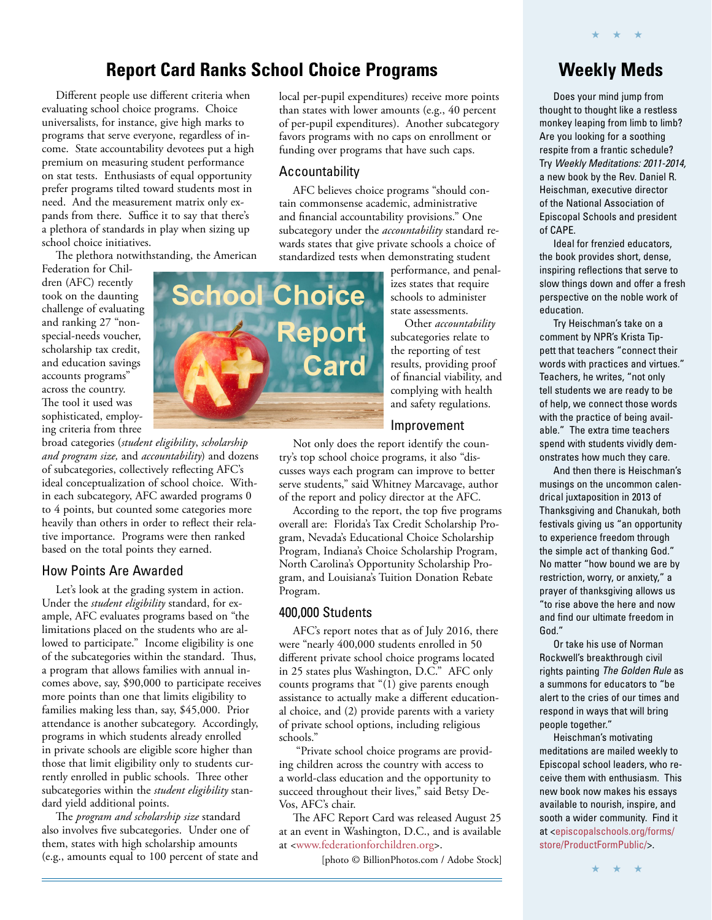## Report Card Ranks School Choice Programs

Different people use different criteria when evaluating school choice programs. Choice universalists, for instance, give high marks to programs that serve everyone, regardless of income. State accountability devotees put a high premium on measuring student performance on stat tests. Enthusiasts of equal opportunity prefer programs tilted toward students most in need. And the measurement matrix only expands from there. Suffice it to say that there's a plethora of standards in play when sizing up school choice initiatives.

The plethora notwithstanding, the American Federation for Children (AFC) recently took on the daunting challenge of evaluating and ranking 27 "non-special-needs voucher, scholarship tax credit, and education savings accounts programs" across the country. The tool it used was sophisticated, employing criteria from three broad categories (*student eligibility*, *scholarship and program size,* and *accountability*) and dozens of subcategories, collectively reflecting AFC's ideal conceptualization of school choice. Within each subcategory, AFC awarded programs 0 to 4 points, but counted some categories more heavily than others in order to reflect their relative importance. Programs were then ranked based on the total points they earned.

### How Points Are Awarded

Let's look at the grading system in action. Under the *student eligibility* standard, for example, AFC evaluates programs based on "the limitations placed on the students who are allowed to participate." Income eligibility is one of the subcategories within the standard. Thus, a program that allows families with annual incomes above, say, $90,000 to participate receives more points than one that limits eligibility to families making less than, say, $45,000. Prior attendance is another subcategory. Accordingly, programs in which students already enrolled in private schools are eligible score higher than those that limit eligibility only to students currently enrolled in public schools. Three other subcategories within the *student eligibility* standard yield additional points.

The *program and scholarship size* standard also involves five subcategories. Under one of them, states with high scholarship amounts (e.g., amounts equal to 100 percent of state and local per-pupil expenditures) receive more points than states with lower amounts (e.g., 40 percent of per-pupil expenditures). Another subcategory favors programs with no caps on enrollment or funding over programs that have such caps.

### Accountability

AFC believes choice programs "should contain commonsense academic, administrative and financial accountability provisions." One subcategory under the *accountability* standard rewards states that give private schools a choice of standardized tests when demonstrating student performance, and penalizes states that require schools to administer state assessments.

Other *accountability* subcategories relate to the reporting of test results, providing proof of financial viability, and complying with health and safety regulations.

### Improvement

Not only does the report identify the country's top school choice programs, it also "discusses ways each program can improve to better serve students," said Whitney Marcavage, author of the report and policy director at the AFC.

According to the report, the top five programs overall are: Florida's Tax Credit Scholarship Program, Nevada's Educational Choice Scholarship Program, Indiana's Choice Scholarship Program, North Carolina's Opportunity Scholarship Program, and Louisiana's Tuition Donation Rebate Program.

### 400,000 Students

AFC's report notes that as of July 2016, there were "nearly 400,000 students enrolled in 50 different private school choice programs located in 25 states plus Washington, D.C." AFC only counts programs that "(1) give parents enough assistance to actually make a different educational choice, and (2) provide parents with a variety of private school options, including religious schools."

"Private school choice programs are providing children across the country with access to a world-class education and the opportunity to succeed throughout their lives," said Betsy DeVos, AFC's chair.

The AFC Report Card was released August 25 at an event in Washington, D.C., and is available at <www.federationforchildren.org>.

[photo © BillionPhotos.com / Adobe Stock]

## Weekly Meds

Does your mind jump from thought to thought like a restless monkey leaping from limb to limb? Are you looking for a soothing respite from a frantic schedule? Try *Weekly Meditations: 2011-2014,* a new book by the Rev. Daniel R. Heischman, executive director of the National Association of Episcopal Schools and president of CAPE.

Ideal for frenzied educators, the book provides short, dense, inspiring reflections that serve to slow things down and offer a fresh perspective on the noble work of education.

Try Heischman's take on a comment by NPR's Krista Tippett that teachers "connect their words with practices and virtues." Teachers, he writes, "not only tell students we are ready to be of help, we connect those words with the practice of being available." The extra time teachers spend with students vividly demonstrates how much they care.

And then there is Heischman's musings on the uncommon calendrical juxtaposition in 2013 of Thanksgiving and Chanukah, both festivals giving us "an opportunity to experience freedom through the simple act of thanking God." No matter "how bound we are by restriction, worry, or anxiety," a prayer of thanksgiving allows us "to rise above the here and now and find our ultimate freedom in God."

Or take his use of Norman Rockwell's breakthrough civil rights painting *The Golden Rule* as a summons for educators to "be alert to the cries of our times and respond in ways that will bring people together."

Heischman's motivating meditations are mailed weekly to Episcopal school leaders, who receive them with enthusiasm. This new book now makes his essays available to nourish, inspire, and sooth a wider community. Find it at <episcopalschools.org/forms/store/ProductFormPublic/>.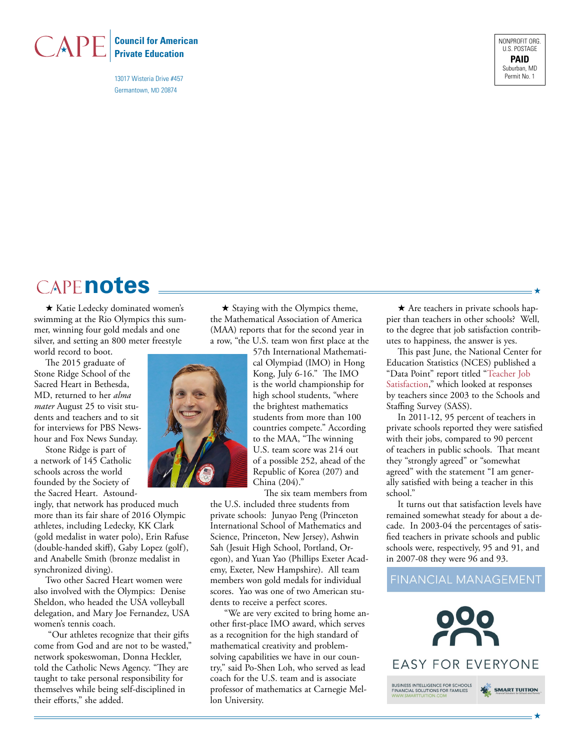CAPE Council for American Private Education

13017 Wisteria Drive #457
Germantown, MD 20874

NONPROFIT ORG.
U.S. POSTAGE
**PAID**
Suburban, MD
Permit No. 1

# CAPE notes

★ Katie Ledecky dominated women's swimming at the Rio Olympics this summer, winning four gold medals and one silver, and setting an 800 meter freestyle world record to boot.

The 2015 graduate of Stone Ridge School of the Sacred Heart in Bethesda, MD, returned to her *alma mater* August 25 to visit students and teachers and to sit for interviews for PBS NewsHour and Fox News Sunday.

Stone Ridge is part of a network of 145 Catholic schools across the world founded by the Society of the Sacred Heart. Astoundingly, that network has produced much more than its fair share of 2016 Olympic athletes, including Ledecky, KK Clark (gold medalist in water polo), Erin Rafuse (double-handed skiff), Gaby Lopez (golf), and Anabelle Smith (bronze medalist in synchronized diving).

Two other Sacred Heart women were also involved with the Olympics: Denise Sheldon, who headed the USA volleyball delegation, and Mary Joe Fernandez, USA women's tennis coach.

"Our athletes recognize that their gifts come from God and are not to be wasted," network spokeswoman, Donna Heckler, told the Catholic News Agency. "They are taught to take personal responsibility for themselves while being self-disciplined in their efforts," she added.

★ Staying with the Olympics theme, the Mathematical Association of America (MAA) reports that for the second year in a row, "the U.S. team won first place at the 57th International Mathematical Olympiad (IMO) in Hong Kong, July 6-16." The IMO is the world championship for high school students, "where the brightest mathematics students from more than 100 countries compete." According to the MAA, "The winning U.S. team score was 214 out of a possible 252, ahead of the Republic of Korea (207) and China (204)."

The six team members from the U.S. included three students from private schools: Junyao Peng (Princeton International School of Mathematics and Science, Princeton, New Jersey), Ashwin Sah (Jesuit High School, Portland, Oregon), and Yuan Yao (Phillips Exeter Academy, Exeter, New Hampshire). All team members won gold medals for individual scores. Yao was one of two American students to receive a perfect scores.

"We are very excited to bring home another first-place IMO award, which serves as a recognition for the high standard of mathematical creativity and problem-solving capabilities we have in our country," said Po-Shen Loh, who served as lead coach for the U.S. team and is associate professor of mathematics at Carnegie Mellon University.

★ Are teachers in private schools happier than teachers in other schools? Well, to the degree that job satisfaction contributes to happiness, the answer is yes.

This past June, the National Center for Education Statistics (NCES) published a "Data Point" report titled "Teacher Job Satisfaction," which looked at responses by teachers since 2003 to the Schools and Staffing Survey (SASS).

In 2011-12, 95 percent of teachers in private schools reported they were satisfied with their jobs, compared to 90 percent of teachers in public schools. That meant they "strongly agreed" or "somewhat agreed" with the statement "I am generally satisfied with being a teacher in this school."

It turns out that satisfaction levels have remained somewhat steady for about a decade. In 2003-04 the percentages of satisfied teachers in private schools and public schools were, respectively, 95 and 91, and in 2007-08 they were 96 and 93.

FINANCIAL MANAGEMENT

EASY FOR EVERYONE

BUSINESS INTELLIGENCE FOR SCHOOLS
FINANCIAL SOLUTIONS FOR FAMILIES
WWW.SMARTTUITION.COM

SMART TUITION